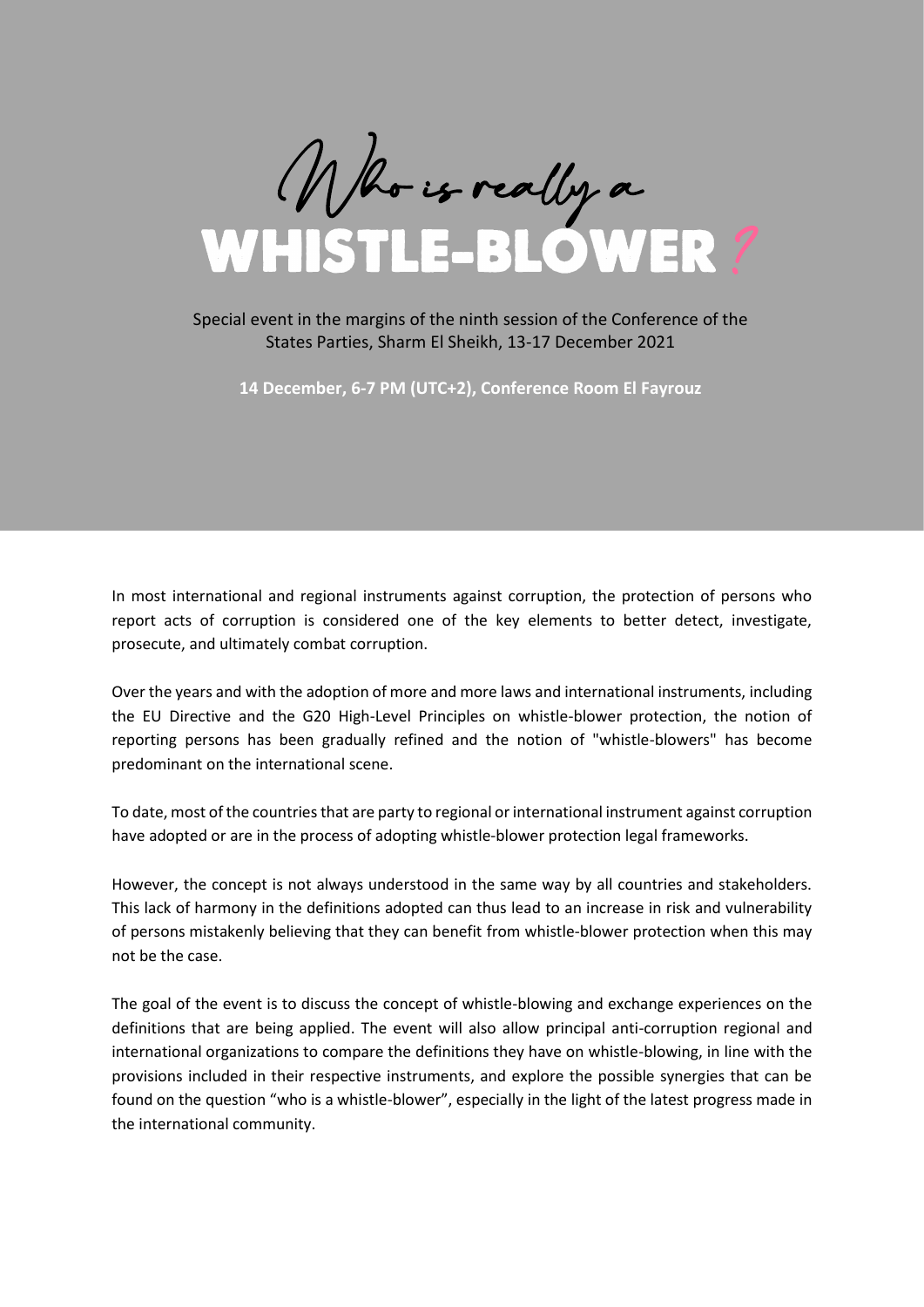# Who is really a WHISTLE-BLOWER?

Special event in the margins of the ninth session of the Conference of the States Parties, Sharm El Sheikh, 13-17 December 2021

**14 December, 6-7 PM (UTC+2), Conference Room El Fayrouz**

In most international and regional instruments against corruption, the protection of persons who report acts of corruption is considered one of the key elements to better detect, investigate, prosecute, and ultimately combat corruption.

Over the years and with the adoption of more and more laws and international instruments, including the EU Directive and the G20 High-Level Principles on whistle-blower protection, the notion of reporting persons has been gradually refined and the notion of "whistle-blowers" has become predominant on the international scene.

To date, most of the countries that are party to regional or international instrument against corruption have adopted or are in the process of adopting whistle-blower protection legal frameworks.

However, the concept is not always understood in the same way by all countries and stakeholders. This lack of harmony in the definitions adopted can thus lead to an increase in risk and vulnerability of persons mistakenly believing that they can benefit from whistle-blower protection when this may not be the case.

The goal of the event is to discuss the concept of whistle-blowing and exchange experiences on the definitions that are being applied. The event will also allow principal anti-corruption regional and international organizations to compare the definitions they have on whistle-blowing, in line with the provisions included in their respective instruments, and explore the possible synergies that can be found on the question "who is a whistle-blower", especially in the light of the latest progress made in the international community.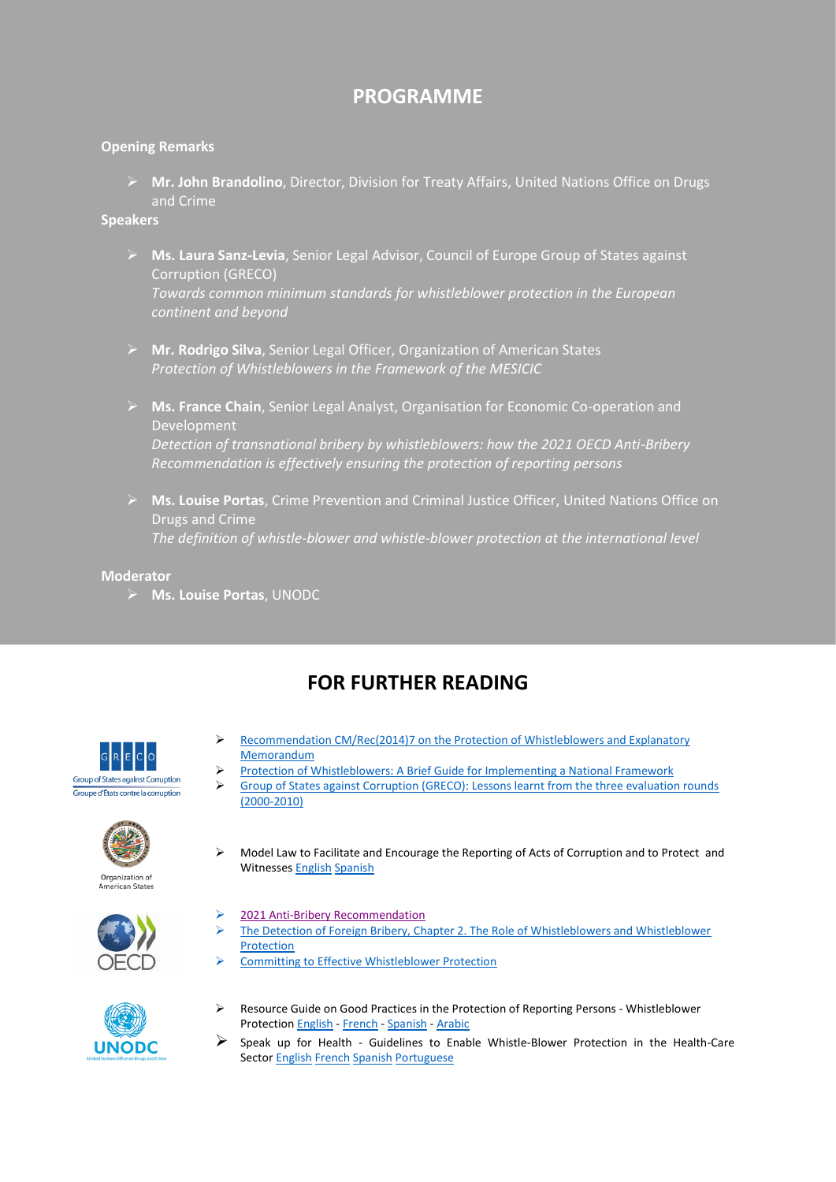# PROGRAMME

**Opening Remarks**

- **Mr. John Brandolino**, Director, Division for Treaty Affairs, United Nations Office on Drugs and Crime

**Speakers**

- **Ms. Laura Sanz-Levia**, Senior Legal Advisor, Council of Europe Group of States against Corruption (GRECO)
  *Towards common minimum standards for whistleblower protection in the European continent and beyond*

- **Mr. Rodrigo Silva**, Senior Legal Officer, Organization of American States
  *Protection of Whistleblowers in the Framework of the MESICIC*

- **Ms. France Chain**, Senior Legal Analyst, Organisation for Economic Co-operation and Development
  *Detection of transnational bribery by whistleblowers: how the 2021 OECD Anti-Bribery Recommendation is effectively ensuring the protection of reporting persons*

- **Ms. Louise Portas**, Crime Prevention and Criminal Justice Officer, United Nations Office on Drugs and Crime
  *The definition of whistle-blower and whistle-blower protection at the international level*

**Moderator**

- **Ms. Louise Portas**, UNODC

# FOR FURTHER READING

GRECO – Group of States against Corruption / Groupe d'États contre la corruption

- Recommendation CM/Rec(2014)7 on the Protection of Whistleblowers and Explanatory Memorandum
- Protection of Whistleblowers: A Brief Guide for Implementing a National Framework
- Group of States against Corruption (GRECO): Lessons learnt from the three evaluation rounds (2000-2010)

Organization of American States

- Model Law to Facilitate and Encourage the Reporting of Acts of Corruption and to Protect and Witnesses English Spanish

OECD

- 2021 Anti-Bribery Recommendation
- The Detection of Foreign Bribery, Chapter 2. The Role of Whistleblowers and Whistleblower Protection
- Committing to Effective Whistleblower Protection

UNODC

- Resource Guide on Good Practices in the Protection of Reporting Persons - Whistleblower Protection English - French - Spanish - Arabic
- Speak up for Health - Guidelines to Enable Whistle-Blower Protection in the Health-Care Sector English French Spanish Portuguese